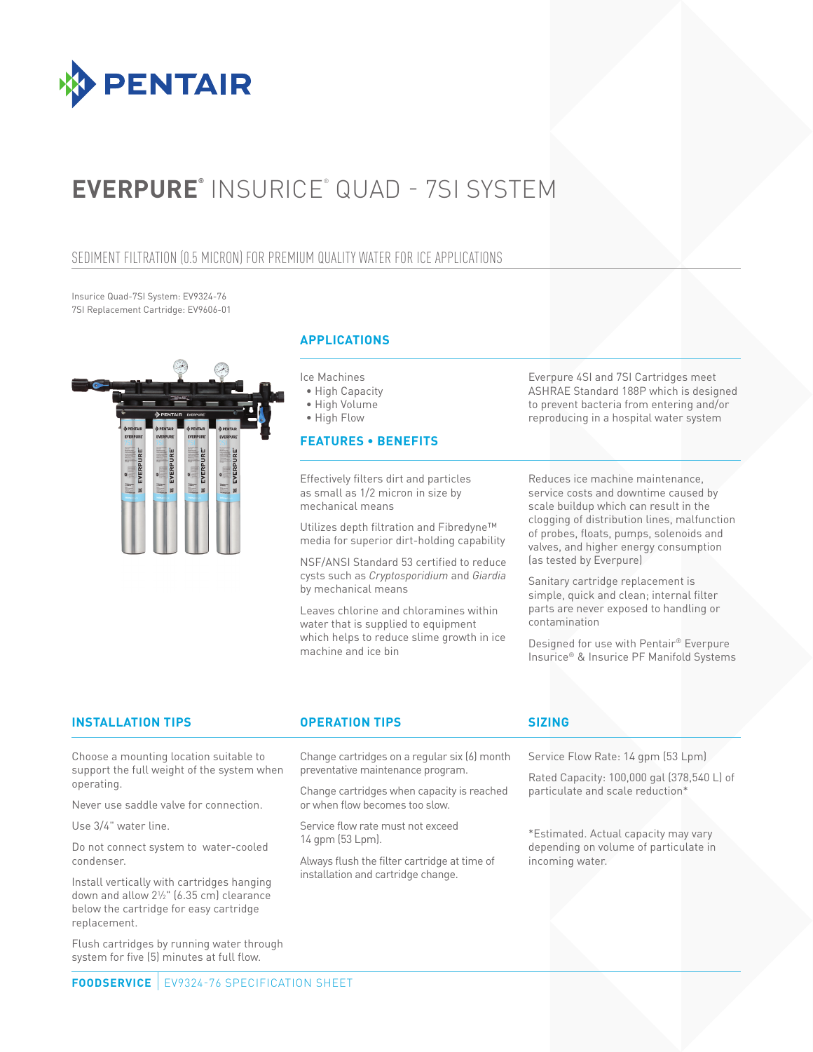# EVERPURE® INSURICE® QUAD - 7SI SYSTEM

## SEDIMENT FILTRATION (0.5 MICRON) FOR PREMIUM QUALITY WATER FOR ICE APPLICATIONS

Insurice Quad-7SI System: EV9324-76
7SI Replacement Cartridge: EV9606-01

### APPLICATIONS

Ice Machines

- High Capacity
- High Volume
- High Flow

Everpure 4SI and 7SI Cartridges meet ASHRAE Standard 188P which is designed to prevent bacteria from entering and/or reproducing in a hospital water system

### FEATURES • BENEFITS

Effectively filters dirt and particles as small as 1/2 micron in size by mechanical means

Utilizes depth filtration and Fibredyne™ media for superior dirt-holding capability

NSF/ANSI Standard 53 certified to reduce cysts such as *Cryptosporidium* and *Giardia* by mechanical means

Leaves chlorine and chloramines within water that is supplied to equipment which helps to reduce slime growth in ice machine and ice bin

Reduces ice machine maintenance, service costs and downtime caused by scale buildup which can result in the clogging of distribution lines, malfunction of probes, floats, pumps, solenoids and valves, and higher energy consumption (as tested by Everpure)

Sanitary cartridge replacement is simple, quick and clean; internal filter parts are never exposed to handling or contamination

Designed for use with Pentair® Everpure Insurice® & Insurice PF Manifold Systems

### INSTALLATION TIPS

Choose a mounting location suitable to support the full weight of the system when operating.

Never use saddle valve for connection.

Use 3/4" water line.

Do not connect system to water-cooled condenser.

Install vertically with cartridges hanging down and allow 2½" (6.35 cm) clearance below the cartridge for easy cartridge replacement.

Flush cartridges by running water through system for five (5) minutes at full flow.

### OPERATION TIPS

Change cartridges on a regular six (6) month preventative maintenance program.

Change cartridges when capacity is reached or when flow becomes too slow.

Service flow rate must not exceed 14 gpm (53 Lpm).

Always flush the filter cartridge at time of installation and cartridge change.

### SIZING

Service Flow Rate: 14 gpm (53 Lpm)

Rated Capacity: 100,000 gal (378,540 L) of particulate and scale reduction*

*Estimated. Actual capacity may vary depending on volume of particulate in incoming water.

**FOODSERVICE** | EV9324-76 SPECIFICATION SHEET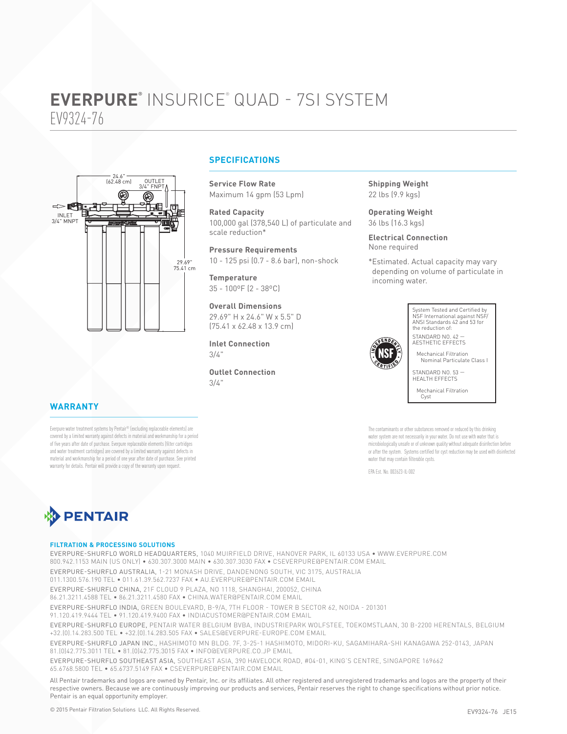# EVERPURE® INSURICE® QUAD - 7SI SYSTEM

EV9324-76

24.6"
(62.48 cm)
OUTLET
3/4" FNPT
INLET
3/4" MNPT
29.69"
75.41 cm

## SPECIFICATIONS

**Service Flow Rate**
Maximum 14 gpm (53 Lpm)

**Rated Capacity**
100,000 gal (378,540 L) of particulate and scale reduction*

**Pressure Requirements**
10 - 125 psi (0.7 - 8.6 bar), non-shock

**Temperature**
35 - 100ºF (2 - 38ºC)

**Overall Dimensions**
29.69" H x 24.6" W x 5.5" D
(75.41 x 62.48 x 13.9 cm)

**Inlet Connection**
3/4"

**Outlet Connection**
3/4"

**Shipping Weight**
22 lbs (9.9 kgs)

**Operating Weight**
36 lbs (16.3 kgs)

**Electrical Connection**
None required

*Estimated. Actual capacity may vary depending on volume of particulate in incoming water.

System Tested and Certified by NSF International against NSF/ANSI Standards 42 and 53 for the reduction of:

STANDARD NO. 42 — AESTHETIC EFFECTS

Mechanical Filtration
Nominal Particulate Class I

STANDARD NO. 53 — HEALTH EFFECTS

Mechanical Filtration
Cyst

The contaminants or other substances removed or reduced by this drinking water system are not necessarily in your water. Do not use with water that is microbiologically unsafe or of unknown quality without adequate disinfection before or after the system. Systems certified for cyst reduction may be used with disinfected water that may contain filterable cysts.

EPA Est. No. 082623-IL-002

## WARRANTY

Everpure water treatment systems by Pentair® (excluding replaceable elements) are covered by a limited warranty against defects in material and workmanship for a period of five years after date of purchase. Everpure replaceable elements (filter cartridges and water treatment cartridges) are covered by a limited warranty against defects in material and workmanship for a period of one year after date of purchase. See printed warranty for details. Pentair will provide a copy of the warranty upon request.

PENTAIR

**FILTRATION & PROCESSING SOLUTIONS**

EVERPURE-SHURFLO WORLD HEADQUARTERS, 1040 MUIRFIELD DRIVE, HANOVER PARK, IL 60133 USA • WWW.EVERPURE.COM
800.942.1153 MAIN (US ONLY) • 630.307.3000 MAIN • 630.307.3030 FAX • CSEVERPURE@PENTAIR.COM EMAIL

EVERPURE-SHURFLO AUSTRALIA, 1-21 MONASH DRIVE, DANDENONG SOUTH, VIC 3175, AUSTRALIA
011.1300.576.190 TEL • 011.61.39.562.7237 FAX • AU.EVERPURE@PENTAIR.COM EMAIL

EVERPURE-SHURFLO CHINA, 21F CLOUD 9 PLAZA, NO 1118, SHANGHAI, 200052, CHINA
86.21.3211.4588 TEL • 86.21.3211.4580 FAX • CHINA.WATER@PENTAIR.COM EMAIL

EVERPURE-SHURFLO INDIA, GREEN BOULEVARD, B-9/A, 7TH FLOOR - TOWER B SECTOR 62, NOIDA - 201301
91.120.419.9444 TEL • 91.120.419.9400 FAX • INDIACUSTOMER@PENTAIR.COM EMAIL

EVERPURE-SHURFLO EUROPE, PENTAIR WATER BELGIUM BVBA, INDUSTRIEPARK WOLFSTEE, TOEKOMSTLAAN, 30 B-2200 HERENTALS, BELGIUM
+32.(0).14.283.500 TEL • +32.(0).14.283.505 FAX • SALES@EVERPURE-EUROPE.COM EMAIL

EVERPURE-SHURFLO JAPAN INC., HASHIMOTO MN BLDG. 7F, 3-25-1 HASHIMOTO, MIDORI-KU, SAGAMIHARA-SHI KANAGAWA 252-0143, JAPAN
81.(0)42.775.3011 TEL • 81.(0)42.775.3015 FAX • INFO@EVERPURE.CO.JP EMAIL

EVERPURE-SHURFLO SOUTHEAST ASIA, SOUTHEAST ASIA, 390 HAVELOCK ROAD, #04-01, KING'S CENTRE, SINGAPORE 169662
65.6768.5800 TEL • 65.6737.5149 FAX • CSEVERPURE@PENTAIR.COM EMAIL

All Pentair trademarks and logos are owned by Pentair, Inc. or its affiliates. All other registered and unregistered trademarks and logos are the property of their respective owners. Because we are continuously improving our products and services, Pentair reserves the right to change specifications without prior notice. Pentair is an equal opportunity employer.

© 2015 Pentair Filtration Solutions LLC. All Rights Reserved.

EV9324-76 JE15